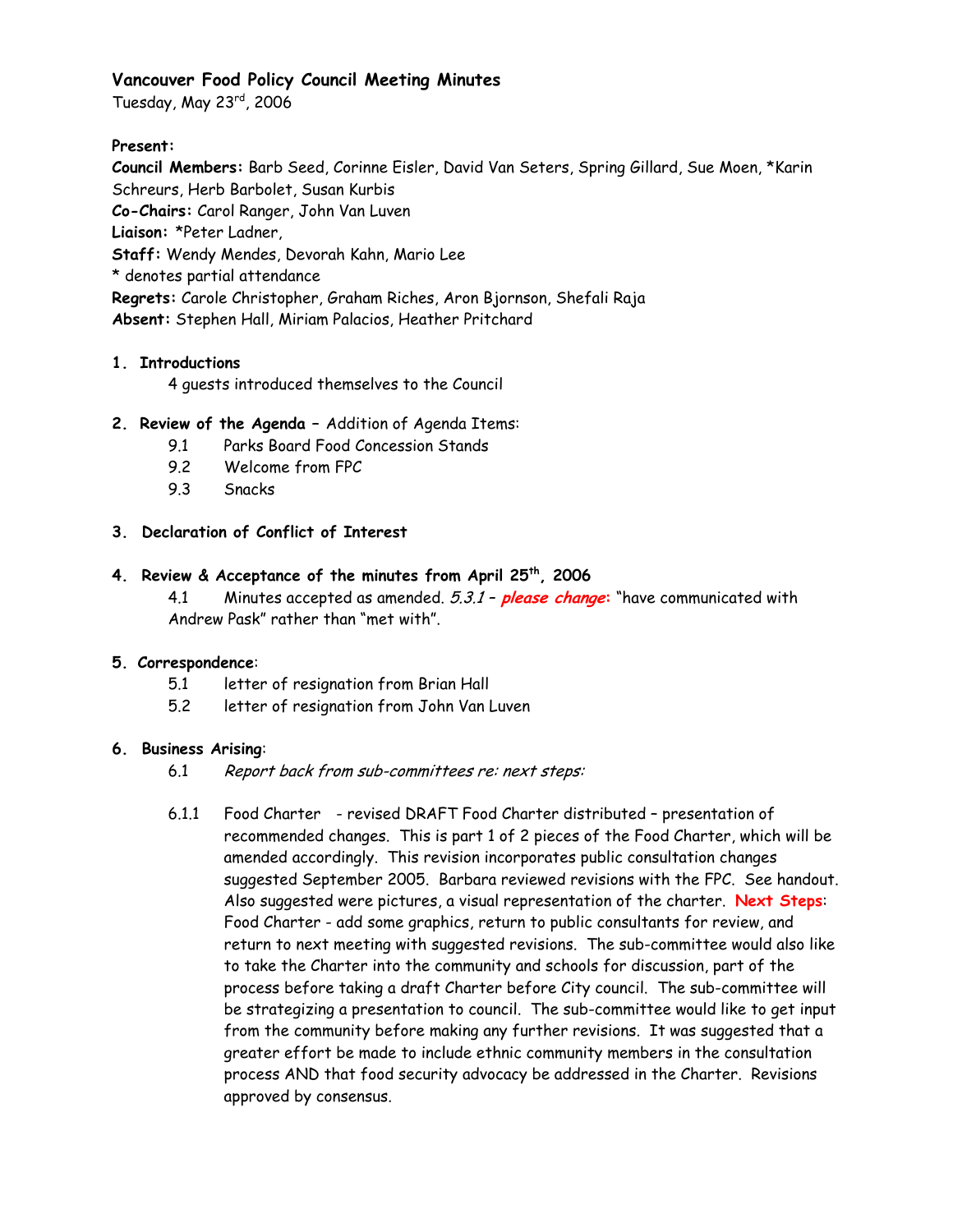# Vancouver Food Policy Council Meeting Minutes

Tuesday, May 23rd, 2006

**Present:**

**Council Members:** Barb Seed, Corinne Eisler, David Van Seters, Spring Gillard, Sue Moen, *Karin Schreurs, Herb Barbolet, Susan Kurbis

**Co-Chairs:** Carol Ranger, John Van Luven

**Liaison:** *Peter Ladner,

**Staff:** Wendy Mendes, Devorah Kahn, Mario Lee

* denotes partial attendance

**Regrets:** Carole Christopher, Graham Riches, Aron Bjornson, Shefali Raja

**Absent:** Stephen Hall, Miriam Palacios, Heather Pritchard

1. **Introductions**

   4 guests introduced themselves to the Council

2. **Review of the Agenda** – Addition of Agenda Items:

   9.1 Parks Board Food Concession Stands

   9.2 Welcome from FPC

   9.3 Snacks

3. **Declaration of Conflict of Interest**

4. **Review & Acceptance of the minutes from April 25th, 2006**

   4.1 Minutes accepted as amended. *5.3.1* – ***please change*:** "have communicated with Andrew Pask" rather than "met with".

5. **Correspondence**:

   5.1 letter of resignation from Brian Hall

   5.2 letter of resignation from John Van Luven

6. **Business Arising**:

   6.1 *Report back from sub-committees re: next steps:*

   6.1.1 Food Charter - revised DRAFT Food Charter distributed – presentation of recommended changes. This is part 1 of 2 pieces of the Food Charter, which will be amended accordingly. This revision incorporates public consultation changes suggested September 2005. Barbara reviewed revisions with the FPC. See handout. Also suggested were pictures, a visual representation of the charter. **Next Steps**: Food Charter - add some graphics, return to public consultants for review, and return to next meeting with suggested revisions. The sub-committee would also like to take the Charter into the community and schools for discussion, part of the process before taking a draft Charter before City council. The sub-committee will be strategizing a presentation to council. The sub-committee would like to get input from the community before making any further revisions. It was suggested that a greater effort be made to include ethnic community members in the consultation process AND that food security advocacy be addressed in the Charter. Revisions approved by consensus.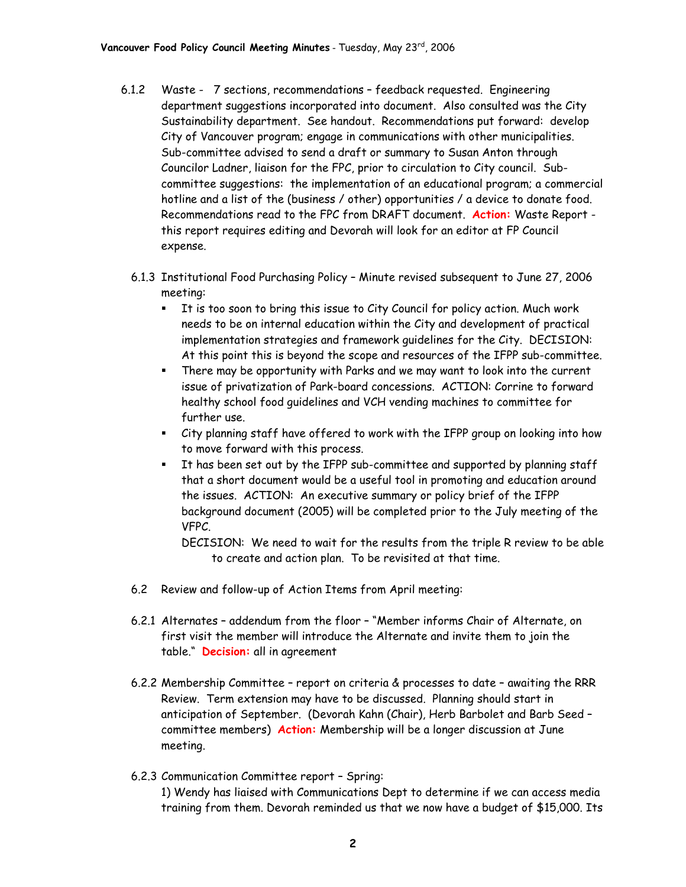6.1.2 Waste - 7 sections, recommendations – feedback requested. Engineering department suggestions incorporated into document. Also consulted was the City Sustainability department. See handout. Recommendations put forward: develop City of Vancouver program; engage in communications with other municipalities. Sub-committee advised to send a draft or summary to Susan Anton through Councilor Ladner, liaison for the FPC, prior to circulation to City council. Sub-committee suggestions: the implementation of an educational program; a commercial hotline and a list of the (business / other) opportunities / a device to donate food. Recommendations read to the FPC from DRAFT document. **Action:** Waste Report - this report requires editing and Devorah will look for an editor at FP Council expense.

6.1.3 Institutional Food Purchasing Policy – Minute revised subsequent to June 27, 2006 meeting:

- It is too soon to bring this issue to City Council for policy action. Much work needs to be on internal education within the City and development of practical implementation strategies and framework guidelines for the City. DECISION: At this point this is beyond the scope and resources of the IFPP sub-committee.
- There may be opportunity with Parks and we may want to look into the current issue of privatization of Park-board concessions. ACTION: Corrine to forward healthy school food guidelines and VCH vending machines to committee for further use.
- City planning staff have offered to work with the IFPP group on looking into how to move forward with this process.
- It has been set out by the IFPP sub-committee and supported by planning staff that a short document would be a useful tool in promoting and education around the issues. ACTION: An executive summary or policy brief of the IFPP background document (2005) will be completed prior to the July meeting of the VFPC.

  DECISION: We need to wait for the results from the triple R review to be able to create and action plan. To be revisited at that time.

6.2 Review and follow-up of Action Items from April meeting:

6.2.1 Alternates – addendum from the floor – "Member informs Chair of Alternate, on first visit the member will introduce the Alternate and invite them to join the table." **Decision:** all in agreement

6.2.2 Membership Committee – report on criteria & processes to date – awaiting the RRR Review. Term extension may have to be discussed. Planning should start in anticipation of September. (Devorah Kahn (Chair), Herb Barbolet and Barb Seed – committee members) **Action:** Membership will be a longer discussion at June meeting.

6.2.3 Communication Committee report – Spring:

1) Wendy has liaised with Communications Dept to determine if we can access media training from them. Devorah reminded us that we now have a budget of $15,000. Its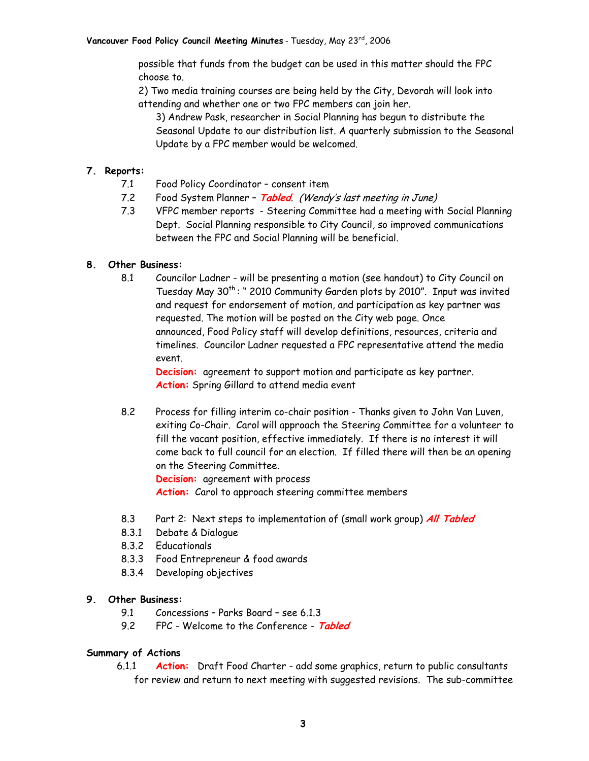possible that funds from the budget can be used in this matter should the FPC choose to.

2) Two media training courses are being held by the City, Devorah will look into attending and whether one or two FPC members can join her.

3) Andrew Pask, researcher in Social Planning has begun to distribute the Seasonal Update to our distribution list. A quarterly submission to the Seasonal Update by a FPC member would be welcomed.

## 7. Reports:

7.1 Food Policy Coordinator – consent item

7.2 Food System Planner – ***Tabled***. *(Wendy's last meeting in June)*

7.3 VFPC member reports - Steering Committee had a meeting with Social Planning Dept. Social Planning responsible to City Council, so improved communications between the FPC and Social Planning will be beneficial.

## 8. Other Business:

8.1 Councilor Ladner - will be presenting a motion (see handout) to City Council on Tuesday May 30th: " 2010 Community Garden plots by 2010". Input was invited and request for endorsement of motion, and participation as key partner was requested. The motion will be posted on the City web page. Once announced, Food Policy staff will develop definitions, resources, criteria and timelines. Councilor Ladner requested a FPC representative attend the media event.

**Decision:** agreement to support motion and participate as key partner.
**Action:** Spring Gillard to attend media event

8.2 Process for filling interim co-chair position - Thanks given to John Van Luven, exiting Co-Chair. Carol will approach the Steering Committee for a volunteer to fill the vacant position, effective immediately. If there is no interest it will come back to full council for an election. If filled there will then be an opening on the Steering Committee.

**Decision:** agreement with process
**Action:** Carol to approach steering committee members

8.3 Part 2: Next steps to implementation of (small work group) ***All Tabled***

8.3.1 Debate & Dialogue

8.3.2 Educationals

8.3.3 Food Entrepreneur & food awards

8.3.4 Developing objectives

## 9. Other Business:

9.1 Concessions – Parks Board – see 6.1.3

9.2 FPC - Welcome to the Conference - ***Tabled***

### Summary of Actions

6.1.1 **Action:** Draft Food Charter - add some graphics, return to public consultants for review and return to next meeting with suggested revisions. The sub-committee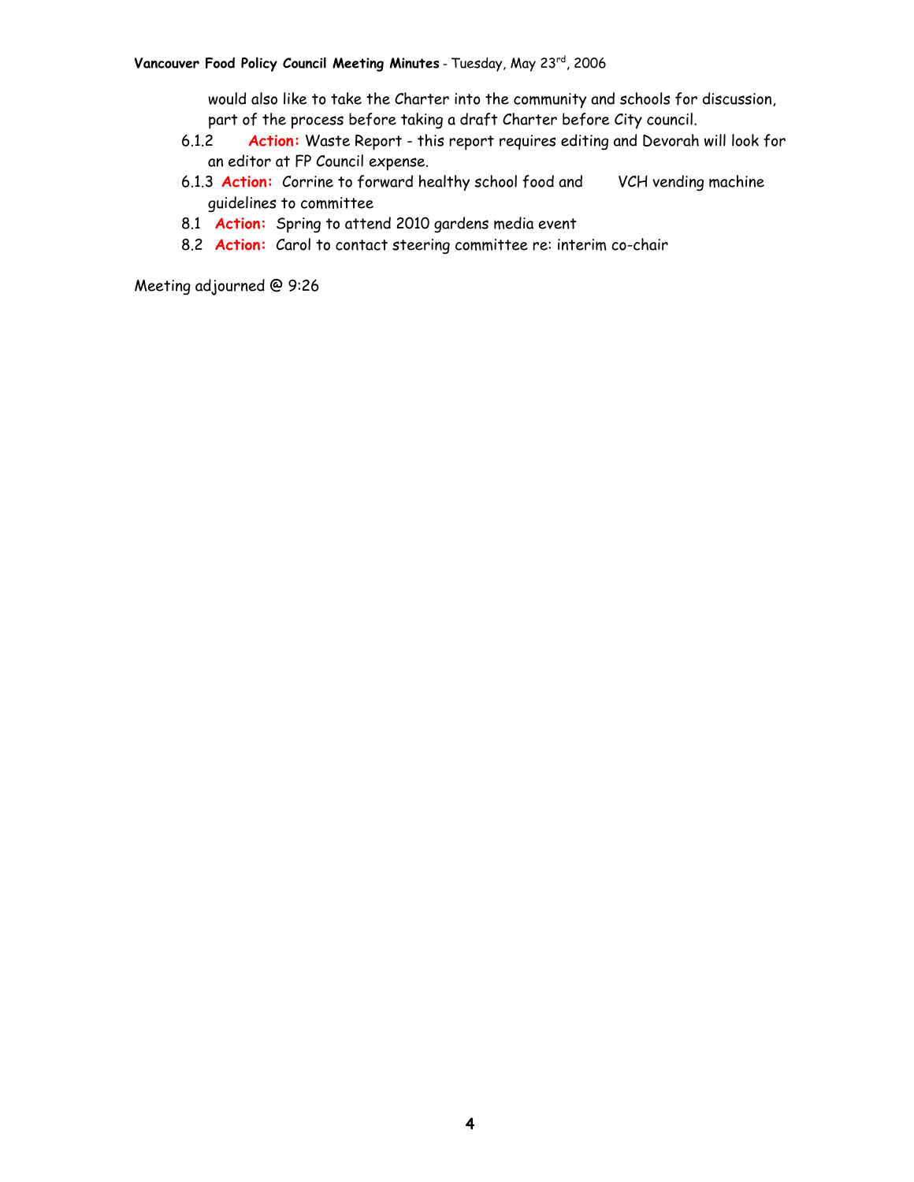would also like to take the Charter into the community and schools for discussion, part of the process before taking a draft Charter before City council.

6.1.2 **Action:** Waste Report - this report requires editing and Devorah will look for an editor at FP Council expense.

6.1.3 **Action:** Corrine to forward healthy school food and VCH vending machine guidelines to committee

8.1 **Action:** Spring to attend 2010 gardens media event

8.2 **Action:** Carol to contact steering committee re: interim co-chair

Meeting adjourned @ 9:26